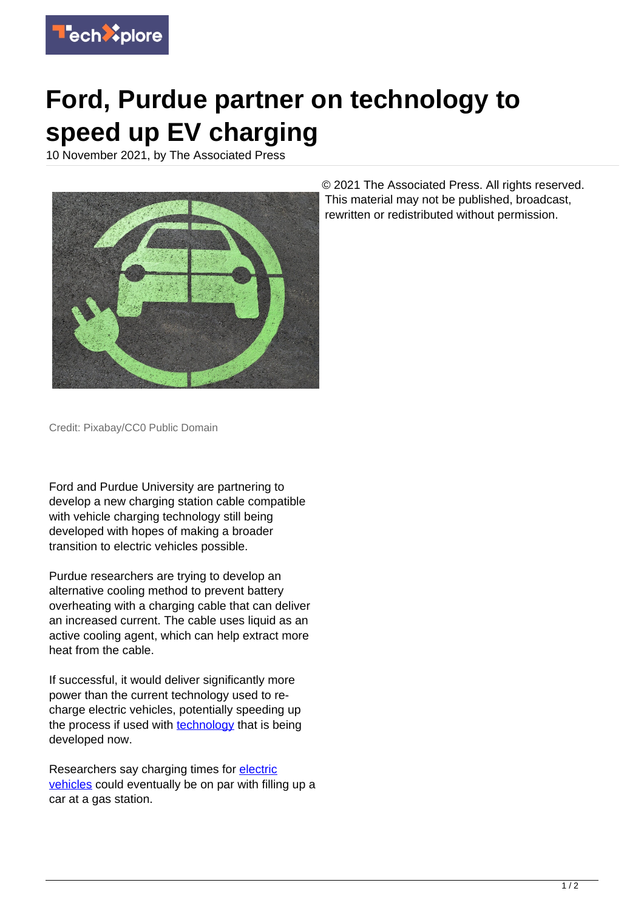# Ford, Purdue partner on technology to speed up EV charging

10 November 2021, by The Associated Press

Credit: Pixabay/CC0 Public Domain

Ford and Purdue University are partnering to develop a new charging station cable compatible with vehicle charging technology still being developed with hopes of making a broader transition to electric vehicles possible.

Purdue researchers are trying to develop an alternative cooling method to prevent battery overheating with a charging cable that can deliver an increased current. The cable uses liquid as an active cooling agent, which can help extract more heat from the cable.

If successful, it would deliver significantly more power than the current technology used to re-charge electric vehicles, potentially speeding up the process if used with technology that is being developed now.

Researchers say charging times for electric vehicles could eventually be on par with filling up a car at a gas station.

© 2021 The Associated Press. All rights reserved. This material may not be published, broadcast, rewritten or redistributed without permission.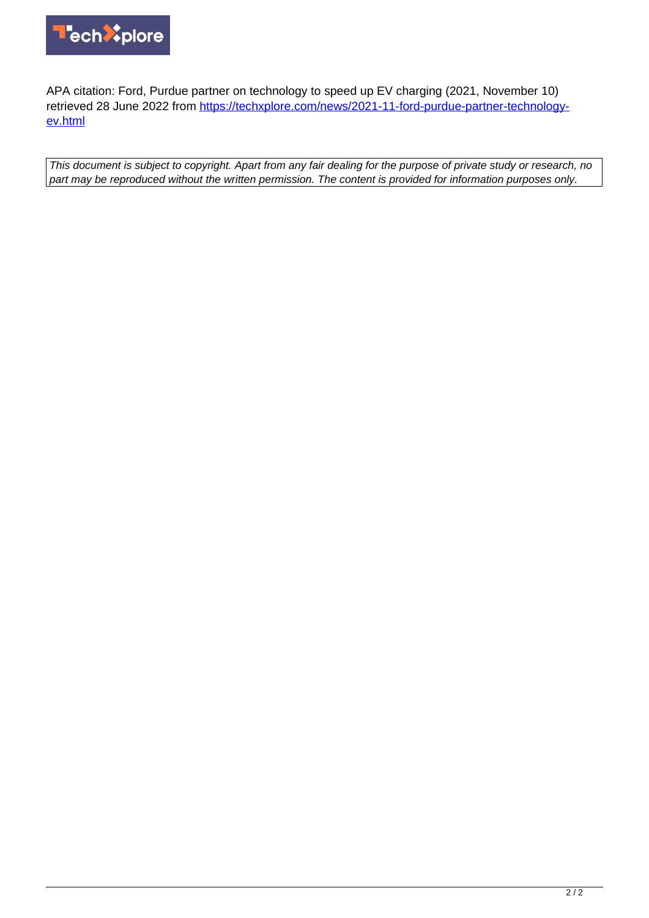APA citation: Ford, Purdue partner on technology to speed up EV charging (2021, November 10) retrieved 28 June 2022 from https://techxplore.com/news/2021-11-ford-purdue-partner-technology-ev.html

*This document is subject to copyright. Apart from any fair dealing for the purpose of private study or research, no part may be reproduced without the written permission. The content is provided for information purposes only.*